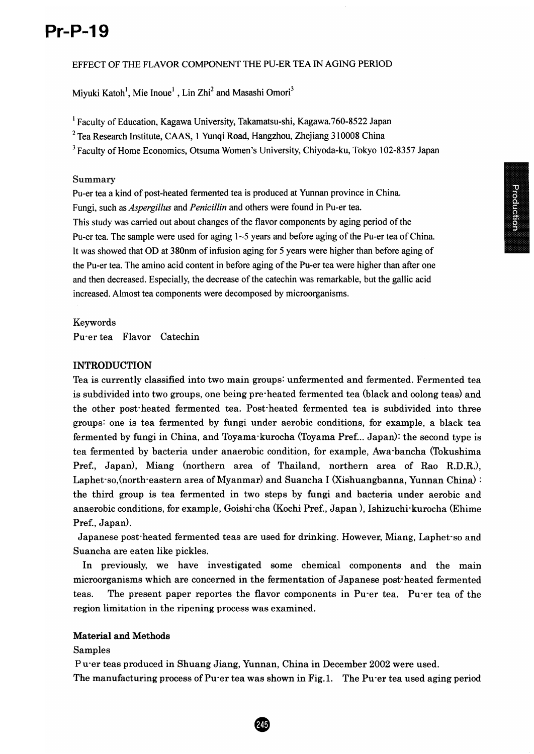# Pr-P-19

## EFFECT OF THE FLAVOR COMPONENT THE PU-ER TEA IN AGING PERIOD

Miyuki Katoh[1], Mie Inoue[1], Lin Zhi[2] and Masashi Omori[3]

[1] Faculty of Education, Kagawa University, Takamatsu-shi, Kagawa.760-8522 Japan

[2] Tea Research Institute, CAAS, 1 Yunqi Road, Hangzhou, Zhejiang 310008 China

[3] Faculty of Home Economics, Otsuma Women's University, Chiyoda-ku, Tokyo 102-8357 Japan

### Summary

Pu-er tea a kind of post-heated fermented tea is produced at Yunnan province in China. Fungi, such as *Aspergillus* and *Penicillin* and others were found in Pu-er tea. This study was carried out about changes of the flavor components by aging period of the Pu-er tea. The sample were used for aging 1~5 years and before aging of the Pu-er tea of China. It was showed that OD at 380nm of infusion aging for 5 years were higher than before aging of the Pu-er tea. The amino acid content in before aging of the Pu-er tea were higher than after one and then decreased. Especially, the decrease of the catechin was remarkable, but the gallic acid increased. Almost tea components were decomposed by microorganisms.

### Keywords

Pu-er tea Flavor Catechin

## INTRODUCTION

Tea is currently classified into two main groups: unfermented and fermented. Fermented tea is subdivided into two groups, one being pre-heated fermented tea (black and oolong teas) and the other post-heated fermented tea. Post-heated fermented tea is subdivided into three groups: one is tea fermented by fungi under aerobic conditions, for example, a black tea fermented by fungi in China, and Toyama-kurocha (Toyama Pref... Japan): the second type is tea fermented by bacteria under anaerobic condition, for example, Awa-bancha (Tokushima Pref., Japan), Miang (northern area of Thailand, northern area of Rao R.D.R.), Laphet-so,(north-eastern area of Myanmar) and Suancha I (Xishuangbanna, Yunnan China) : the third group is tea fermented in two steps by fungi and bacteria under aerobic and anaerobic conditions, for example, Goishi-cha (Kochi Pref., Japan ), Ishizuchi-kurocha (Ehime Pref., Japan).

Japanese post-heated fermented teas are used for drinking. However, Miang, Laphet-so and Suancha are eaten like pickles.

In previously, we have investigated some chemical components and the main microorganisms which are concerned in the fermentation of Japanese post-heated fermented teas. The present paper reportes the flavor components in Pu-er tea. Pu-er tea of the region limitation in the ripening process was examined.

## Material and Methods

### Samples

Pu-er teas produced in Shuang Jiang, Yunnan, China in December 2002 were used.
The manufacturing process of Pu-er tea was shown in Fig.1. The Pu-er tea used aging period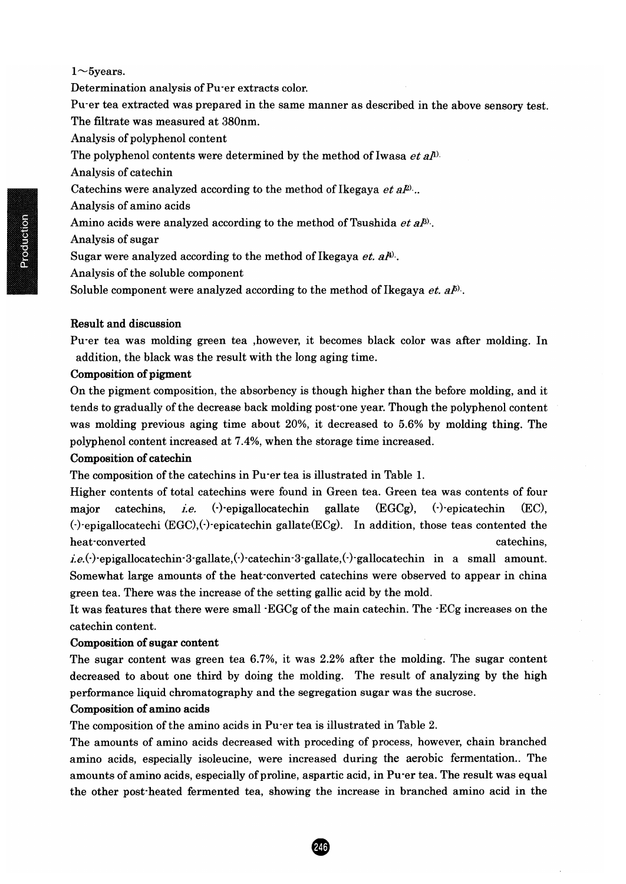1～5years.

Determination analysis of Pu-er extracts color.

Pu-er tea extracted was prepared in the same manner as described in the above sensory test. The filtrate was measured at 380nm.

Analysis of polyphenol content

The polyphenol contents were determined by the method of Iwasa *et al*[1].

Analysis of catechin

Catechins were analyzed according to the method of Ikegaya *et al*[2]..

Analysis of amino acids

Amino acids were analyzed according to the method of Tsushida *et al*[3].

Analysis of sugar

Sugar were analyzed according to the method of Ikegaya *et. al*[4].

Analysis of the soluble component

Soluble component were analyzed according to the method of Ikegaya *et. al*[5].

**Result and discussion**

Pu-er tea was molding green tea ,however, it becomes black color was after molding. In addition, the black was the result with the long aging time.

**Composition of pigment**

On the pigment composition, the absorbency is though higher than the before molding, and it tends to gradually of the decrease back molding post-one year. Though the polyphenol content was molding previous aging time about 20%, it decreased to 5.6% by molding thing. The polyphenol content increased at 7.4%, when the storage time increased.

**Composition of catechin**

The composition of the catechins in Pu-er tea is illustrated in Table 1.

Higher contents of total catechins were found in Green tea. Green tea was contents of four major catechins, *i.e.* (-)-epigallocatechin gallate (EGCg), (-)-epicatechin (EC), (-)-epigallocatechi (EGC),(-)-epicatechin gallate(ECg). In addition, those teas contented the heat-converted catechins, *i.e.*(-)-epigallocatechin-3-gallate,(-)-catechin-3-gallate,(-)-gallocatechin in a small amount. Somewhat large amounts of the heat-converted catechins were observed to appear in china green tea. There was the increase of the setting gallic acid by the mold.

It was features that there were small -EGCg of the main catechin. The -ECg increases on the catechin content.

**Composition of sugar content**

The sugar content was green tea 6.7%, it was 2.2% after the molding. The sugar content decreased to about one third by doing the molding. The result of analyzing by the high performance liquid chromatography and the segregation sugar was the sucrose.

**Composition of amino acids**

The composition of the amino acids in Pu-er tea is illustrated in Table 2.

The amounts of amino acids decreased with proceding of process, however, chain branched amino acids, especially isoleucine, were increased during the aerobic fermentation.. The amounts of amino acids, especially of proline, aspartic acid, in Pu-er tea. The result was equal the other post-heated fermented tea, showing the increase in branched amino acid in the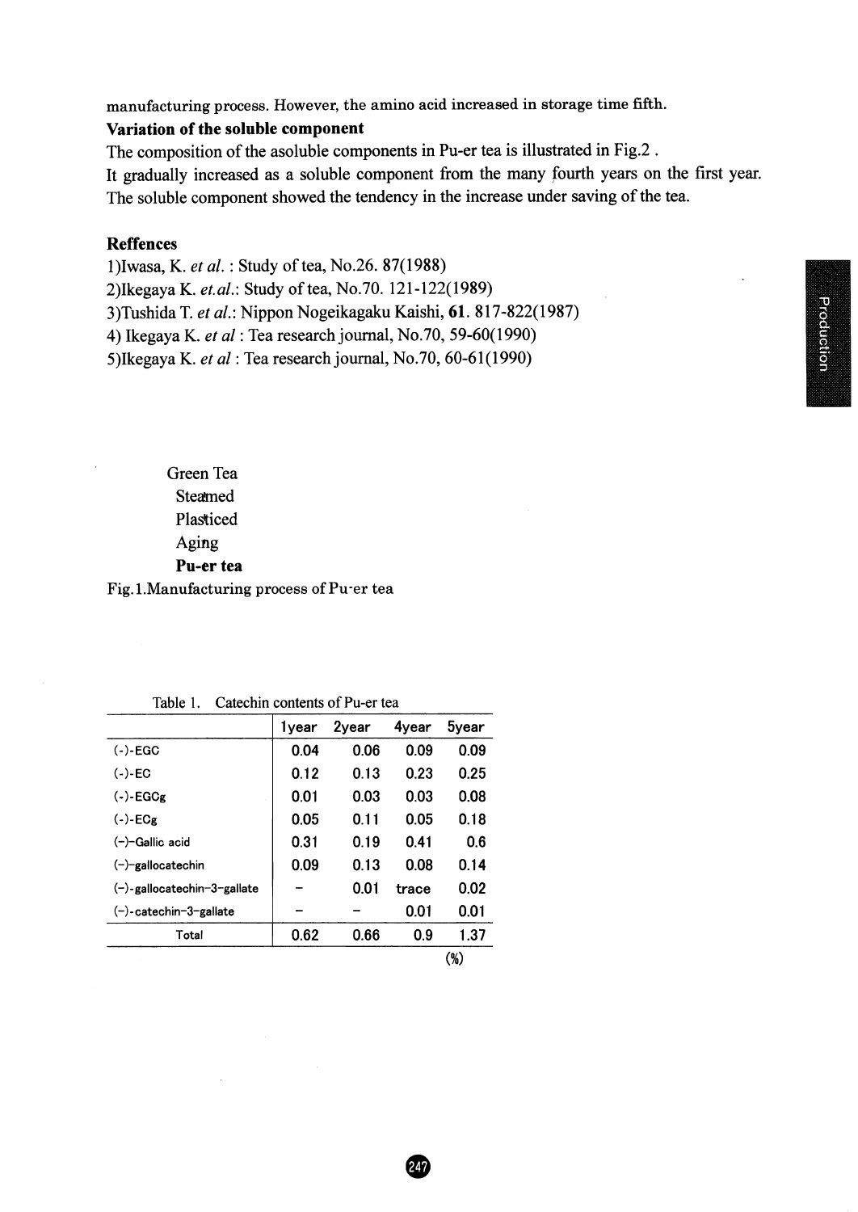manufacturing process. However, the amino acid increased in storage time fifth.

**Variation of the soluble component**

The composition of the asoluble components in Pu-er tea is illustrated in Fig.2 .

It gradually increased as a soluble component from the many fourth years on the first year. The soluble component showed the tendency in the increase under saving of the tea.

**Reffences**

1)Iwasa, K. *et al.* : Study of tea, No.26. 87(1988)

2)Ikegaya K. *et.al.*: Study of tea, No.70. 121-122(1989)

3)Tushida T. *et al.*: Nippon Nogeikagaku Kaishi, **61**. 817-822(1987)

4) Ikegaya K. *et al* : Tea research journal, No.70, 59-60(1990)

5)Ikegaya K. *et al* : Tea research journal, No.70, 60-61(1990)

Green Tea

Steamed

Plasticed

Aging

**Pu-er tea**

Fig.1.Manufacturing process of Pu-er tea

Table 1. Catechin contents of Pu-er tea

| | 1year | 2year | 4year | 5year |
|---|---|---|---|---|
| (-)-EGC | 0.04 | 0.06 | 0.09 | 0.09 |
| (-)-EC | 0.12 | 0.13 | 0.23 | 0.25 |
| (-)-EGCg | 0.01 | 0.03 | 0.03 | 0.08 |
| (-)-ECg | 0.05 | 0.11 | 0.05 | 0.18 |
| (-)-Gallic acid | 0.31 | 0.19 | 0.41 | 0.6 |
| (-)-gallocatechin | 0.09 | 0.13 | 0.08 | 0.14 |
| (-)-gallocatechin-3-gallate | - | 0.01 | trace | 0.02 |
| (-)-catechin-3-gallate | - | - | 0.01 | 0.01 |
| Total | 0.62 | 0.66 | 0.9 | 1.37 |

(%)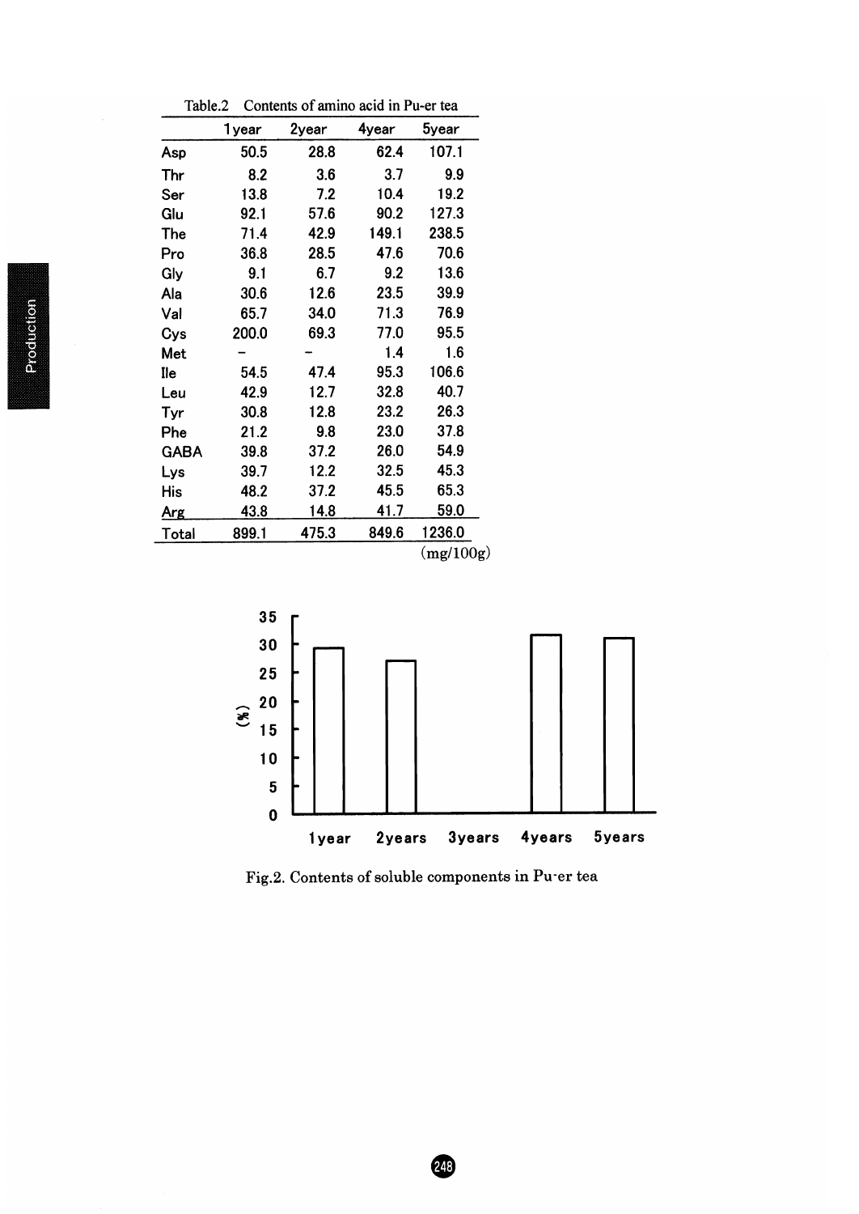Table.2 Contents of amino acid in Pu-er tea

| | 1year | 2year | 4year | 5year |
|---|---|---|---|---|
| Asp | 50.5 | 28.8 | 62.4 | 107.1 |
| Thr | 8.2 | 3.6 | 3.7 | 9.9 |
| Ser | 13.8 | 7.2 | 10.4 | 19.2 |
| Glu | 92.1 | 57.6 | 90.2 | 127.3 |
| The | 71.4 | 42.9 | 149.1 | 238.5 |
| Pro | 36.8 | 28.5 | 47.6 | 70.6 |
| Gly | 9.1 | 6.7 | 9.2 | 13.6 |
| Ala | 30.6 | 12.6 | 23.5 | 39.9 |
| Val | 65.7 | 34.0 | 71.3 | 76.9 |
| Cys | 200.0 | 69.3 | 77.0 | 95.5 |
| Met | - | - | 1.4 | 1.6 |
| Ile | 54.5 | 47.4 | 95.3 | 106.6 |
| Leu | 42.9 | 12.7 | 32.8 | 40.7 |
| Tyr | 30.8 | 12.8 | 23.2 | 26.3 |
| Phe | 21.2 | 9.8 | 23.0 | 37.8 |
| GABA | 39.8 | 37.2 | 26.0 | 54.9 |
| Lys | 39.7 | 12.2 | 32.5 | 45.3 |
| His | 48.2 | 37.2 | 45.5 | 65.3 |
| Arg | 43.8 | 14.8 | 41.7 | 59.0 |
| Total | 899.1 | 475.3 | 849.6 | 1236.0 |

(mg/100g)

(%)
35
30
25
20
15
10
5
0
1year 2years 3years 4years 5years

Fig.2. Contents of soluble components in Pu-er tea